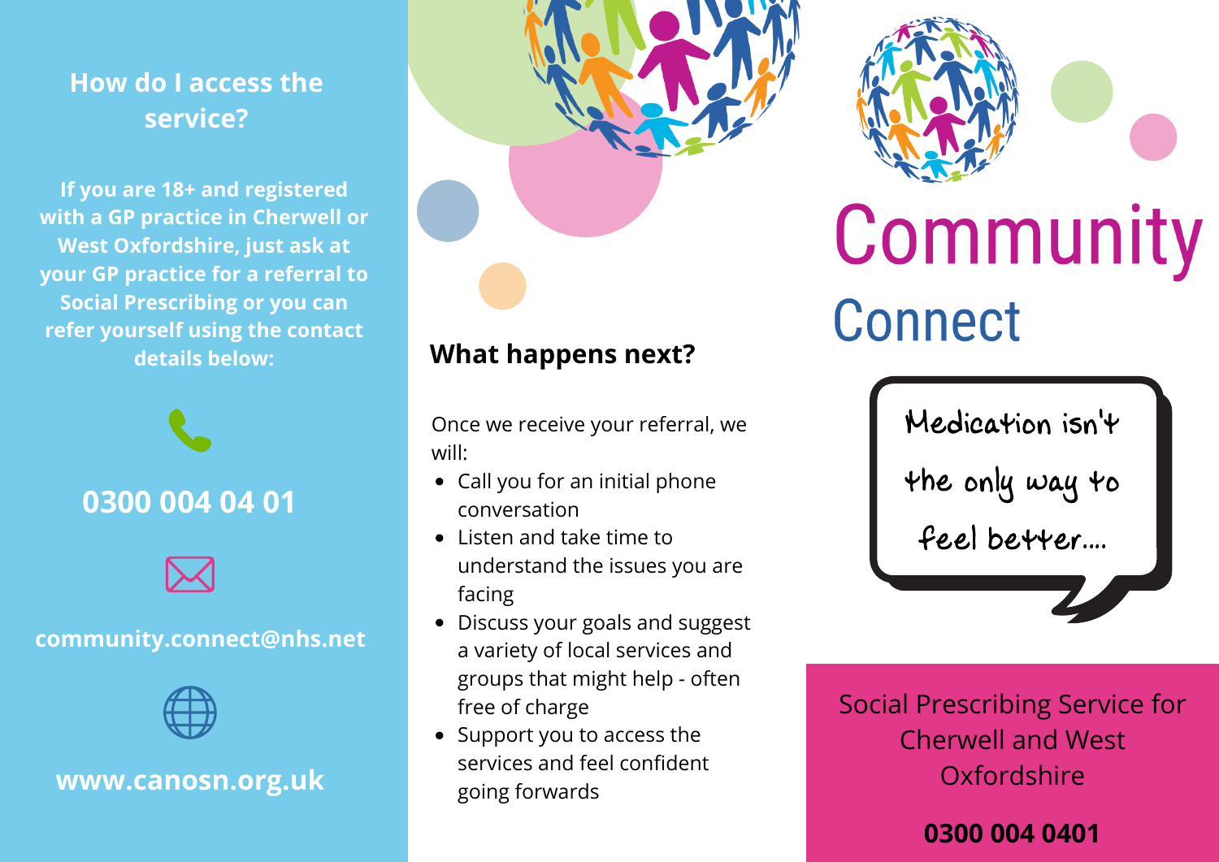## How do I access the service?

**If you are 18+ and registered with a GP practice in Cherwell or West Oxfordshire, just ask at your GP practice for a referral to Social Prescribing or you can refer yourself using the contact details below:**

**0300 004 04 01**

**community.connect@nhs.net**

**www.canosn.org.uk**

## What happens next?

Once we receive your referral, we will:

- Call you for an initial phone conversation
- Listen and take time to understand the issues you are facing
- Discuss your goals and suggest a variety of local services and groups that might help - often free of charge
- Support you to access the services and feel confident going forwards

# Community Connect

Medication isn't the only way to feel better....

Social Prescribing Service for Cherwell and West Oxfordshire

**0300 004 0401**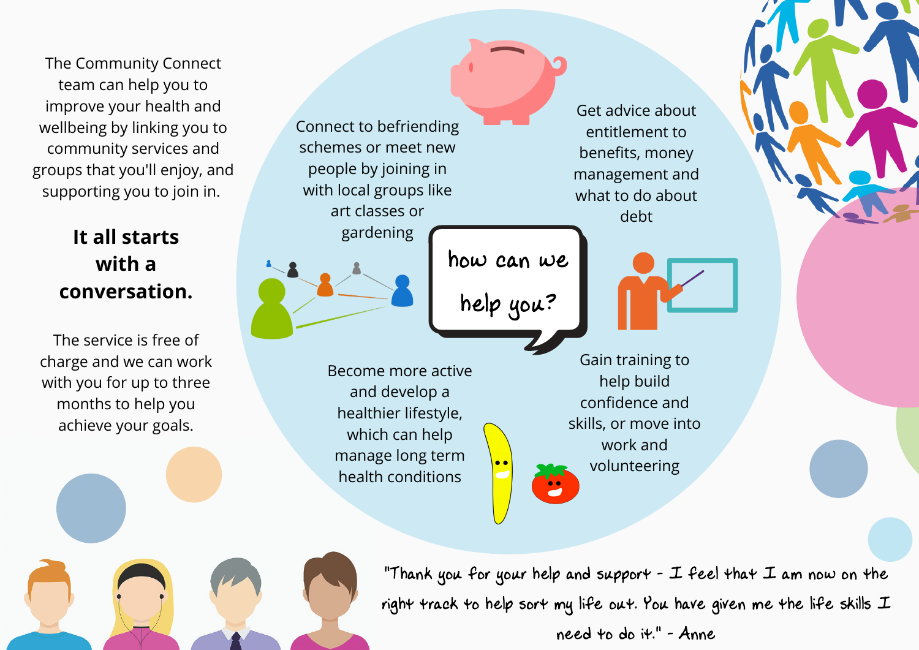The Community Connect team can help you to improve your health and wellbeing by linking you to community services and groups that you'll enjoy, and supporting you to join in.

**It all starts with a conversation.**

The service is free of charge and we can work with you for up to three months to help you achieve your goals.

how can we help you?

Connect to befriending schemes or meet new people by joining in with local groups like art classes or gardening

Get advice about entitlement to benefits, money management and what to do about debt

Become more active and develop a healthier lifestyle, which can help manage long term health conditions

Gain training to help build confidence and skills, or move into work and volunteering

"Thank you for your help and support - I feel that I am now on the right track to help sort my life out. You have given me the life skills I need to do it." - Anne